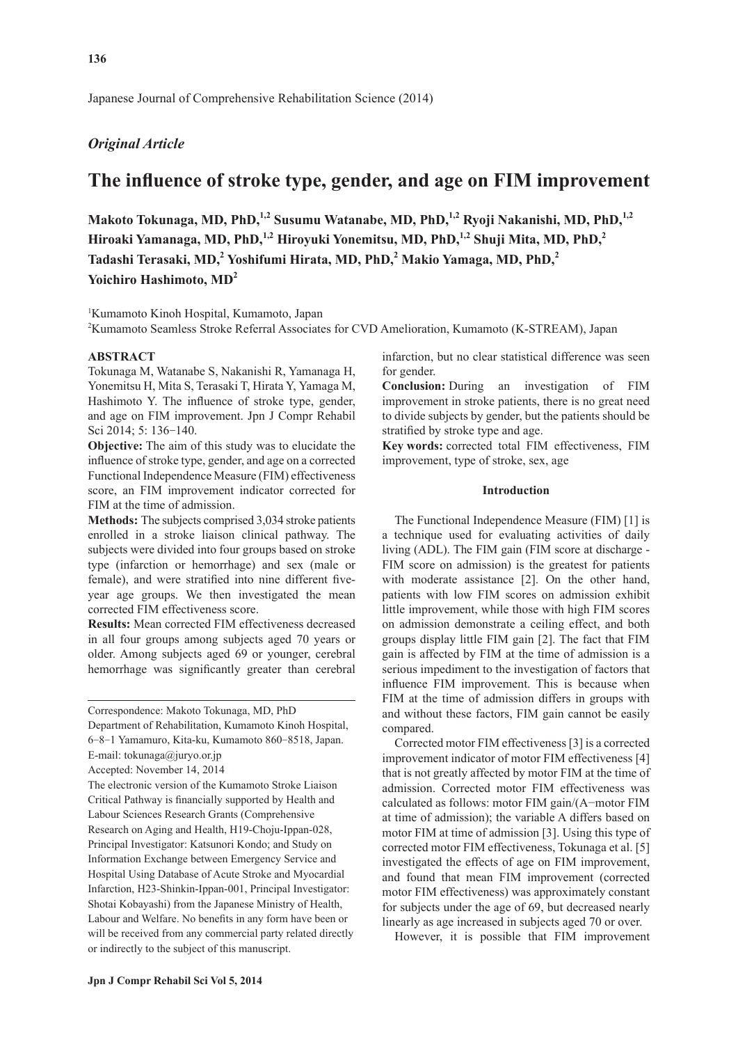Japanese Journal of Comprehensive Rehabilitation Science (2014)

*Original Article*

# The influence of stroke type, gender, and age on FIM improvement

**Makoto Tokunaga, MD, PhD,[1,2] Susumu Watanabe, MD, PhD,[1,2] Ryoji Nakanishi, MD, PhD,[1,2] Hiroaki Yamanaga, MD, PhD,[1,2] Hiroyuki Yonemitsu, MD, PhD,[1,2] Shuji Mita, MD, PhD,[2] Tadashi Terasaki, MD,[2] Yoshifumi Hirata, MD, PhD,[2] Makio Yamaga, MD, PhD,[2] Yoichiro Hashimoto, MD[2]**

[1]Kumamoto Kinoh Hospital, Kumamoto, Japan

[2]Kumamoto Seamless Stroke Referral Associates for CVD Amelioration, Kumamoto (K-STREAM), Japan

## ABSTRACT

Tokunaga M, Watanabe S, Nakanishi R, Yamanaga H, Yonemitsu H, Mita S, Terasaki T, Hirata Y, Yamaga M, Hashimoto Y. The influence of stroke type, gender, and age on FIM improvement. Jpn J Compr Rehabil Sci 2014; 5: 136−140.

**Objective:** The aim of this study was to elucidate the influence of stroke type, gender, and age on a corrected Functional Independence Measure (FIM) effectiveness score, an FIM improvement indicator corrected for FIM at the time of admission.

**Methods:** The subjects comprised 3,034 stroke patients enrolled in a stroke liaison clinical pathway. The subjects were divided into four groups based on stroke type (infarction or hemorrhage) and sex (male or female), and were stratified into nine different five-year age groups. We then investigated the mean corrected FIM effectiveness score.

**Results:** Mean corrected FIM effectiveness decreased in all four groups among subjects aged 70 years or older. Among subjects aged 69 or younger, cerebral hemorrhage was significantly greater than cerebral infarction, but no clear statistical difference was seen for gender.

**Conclusion:** During an investigation of FIM improvement in stroke patients, there is no great need to divide subjects by gender, but the patients should be stratified by stroke type and age.

**Key words:** corrected total FIM effectiveness, FIM improvement, type of stroke, sex, age

Correspondence: Makoto Tokunaga, MD, PhD
Department of Rehabilitation, Kumamoto Kinoh Hospital, 6−8−1 Yamamuro, Kita-ku, Kumamoto 860−8518, Japan.
E-mail: tokunaga@juryo.or.jp
Accepted: November 14, 2014

The electronic version of the Kumamoto Stroke Liaison Critical Pathway is financially supported by Health and Labour Sciences Research Grants (Comprehensive Research on Aging and Health, H19-Choju-Ippan-028, Principal Investigator: Katsunori Kondo; and Study on Information Exchange between Emergency Service and Hospital Using Database of Acute Stroke and Myocardial Infarction, H23-Shinkin-Ippan-001, Principal Investigator: Shotai Kobayashi) from the Japanese Ministry of Health, Labour and Welfare. No benefits in any form have been or will be received from any commercial party related directly or indirectly to the subject of this manuscript.

## Introduction

The Functional Independence Measure (FIM) [1] is a technique used for evaluating activities of daily living (ADL). The FIM gain (FIM score at discharge - FIM score on admission) is the greatest for patients with moderate assistance [2]. On the other hand, patients with low FIM scores on admission exhibit little improvement, while those with high FIM scores on admission demonstrate a ceiling effect, and both groups display little FIM gain [2]. The fact that FIM gain is affected by FIM at the time of admission is a serious impediment to the investigation of factors that influence FIM improvement. This is because when FIM at the time of admission differs in groups with and without these factors, FIM gain cannot be easily compared.

Corrected motor FIM effectiveness [3] is a corrected improvement indicator of motor FIM effectiveness [4] that is not greatly affected by motor FIM at the time of admission. Corrected motor FIM effectiveness was calculated as follows: motor FIM gain/(A−motor FIM at time of admission); the variable A differs based on motor FIM at time of admission [3]. Using this type of corrected motor FIM effectiveness, Tokunaga et al. [5] investigated the effects of age on FIM improvement, and found that mean FIM improvement (corrected motor FIM effectiveness) was approximately constant for subjects under the age of 69, but decreased nearly linearly as age increased in subjects aged 70 or over.

However, it is possible that FIM improvement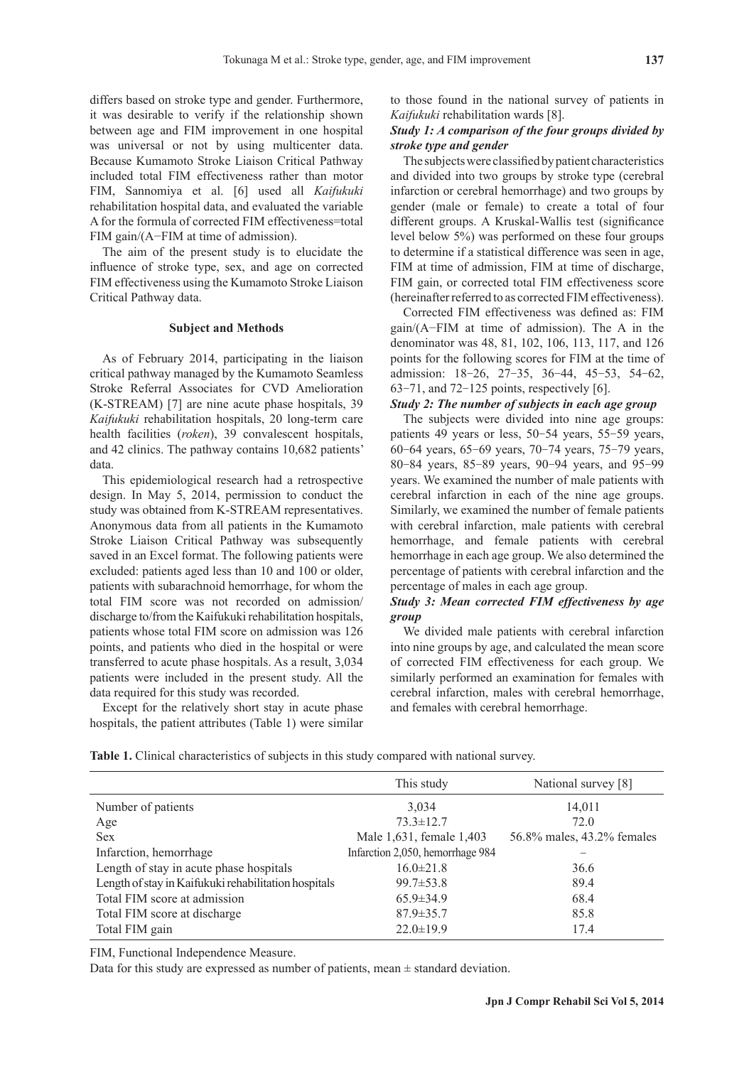differs based on stroke type and gender. Furthermore, it was desirable to verify if the relationship shown between age and FIM improvement in one hospital was universal or not by using multicenter data. Because Kumamoto Stroke Liaison Critical Pathway included total FIM effectiveness rather than motor FIM, Sannomiya et al. [6] used all *Kaifukuki* rehabilitation hospital data, and evaluated the variable A for the formula of corrected FIM effectiveness=total FIM gain/(A−FIM at time of admission).

The aim of the present study is to elucidate the influence of stroke type, sex, and age on corrected FIM effectiveness using the Kumamoto Stroke Liaison Critical Pathway data.

## Subject and Methods

As of February 2014, participating in the liaison critical pathway managed by the Kumamoto Seamless Stroke Referral Associates for CVD Amelioration (K-STREAM) [7] are nine acute phase hospitals, 39 *Kaifukuki* rehabilitation hospitals, 20 long-term care health facilities (*roken*), 39 convalescent hospitals, and 42 clinics. The pathway contains 10,682 patients' data.

This epidemiological research had a retrospective design. In May 5, 2014, permission to conduct the study was obtained from K-STREAM representatives. Anonymous data from all patients in the Kumamoto Stroke Liaison Critical Pathway was subsequently saved in an Excel format. The following patients were excluded: patients aged less than 10 and 100 or older, patients with subarachnoid hemorrhage, for whom the total FIM score was not recorded on admission/discharge to/from the Kaifukuki rehabilitation hospitals, patients whose total FIM score on admission was 126 points, and patients who died in the hospital or were transferred to acute phase hospitals. As a result, 3,034 patients were included in the present study. All the data required for this study was recorded.

Except for the relatively short stay in acute phase hospitals, the patient attributes (Table 1) were similar to those found in the national survey of patients in *Kaifukuki* rehabilitation wards [8].

### *Study 1: A comparison of the four groups divided by stroke type and gender*

The subjects were classified by patient characteristics and divided into two groups by stroke type (cerebral infarction or cerebral hemorrhage) and two groups by gender (male or female) to create a total of four different groups. A Kruskal-Wallis test (significance level below 5%) was performed on these four groups to determine if a statistical difference was seen in age, FIM at time of admission, FIM at time of discharge, FIM gain, or corrected total FIM effectiveness score (hereinafter referred to as corrected FIM effectiveness).

Corrected FIM effectiveness was defined as: FIM gain/(A−FIM at time of admission). The A in the denominator was 48, 81, 102, 106, 113, 117, and 126 points for the following scores for FIM at the time of admission: 18−26, 27−35, 36−44, 45−53, 54−62, 63−71, and 72−125 points, respectively [6].

### *Study 2: The number of subjects in each age group*

The subjects were divided into nine age groups: patients 49 years or less, 50−54 years, 55−59 years, 60−64 years, 65−69 years, 70−74 years, 75−79 years, 80−84 years, 85−89 years, 90−94 years, and 95−99 years. We examined the number of male patients with cerebral infarction in each of the nine age groups. Similarly, we examined the number of female patients with cerebral infarction, male patients with cerebral hemorrhage, and female patients with cerebral hemorrhage in each age group. We also determined the percentage of patients with cerebral infarction and the percentage of males in each age group.

### *Study 3: Mean corrected FIM effectiveness by age group*

We divided male patients with cerebral infarction into nine groups by age, and calculated the mean score of corrected FIM effectiveness for each group. We similarly performed an examination for females with cerebral infarction, males with cerebral hemorrhage, and females with cerebral hemorrhage.

**Table 1.** Clinical characteristics of subjects in this study compared with national survey.

| | This study | National survey [8] |
|---|---|---|
| Number of patients | 3,034 | 14,011 |
| Age | 73.3±12.7 | 72.0 |
| Sex | Male 1,631, female 1,403 | 56.8% males, 43.2% females |
| Infarction, hemorrhage | Infarction 2,050, hemorrhage 984 | – |
| Length of stay in acute phase hospitals | 16.0±21.8 | 36.6 |
| Length of stay in Kaifukuki rehabilitation hospitals | 99.7±53.8 | 89.4 |
| Total FIM score at admission | 65.9±34.9 | 68.4 |
| Total FIM score at discharge | 87.9±35.7 | 85.8 |
| Total FIM gain | 22.0±19.9 | 17.4 |

FIM, Functional Independence Measure.

Data for this study are expressed as number of patients, mean ± standard deviation.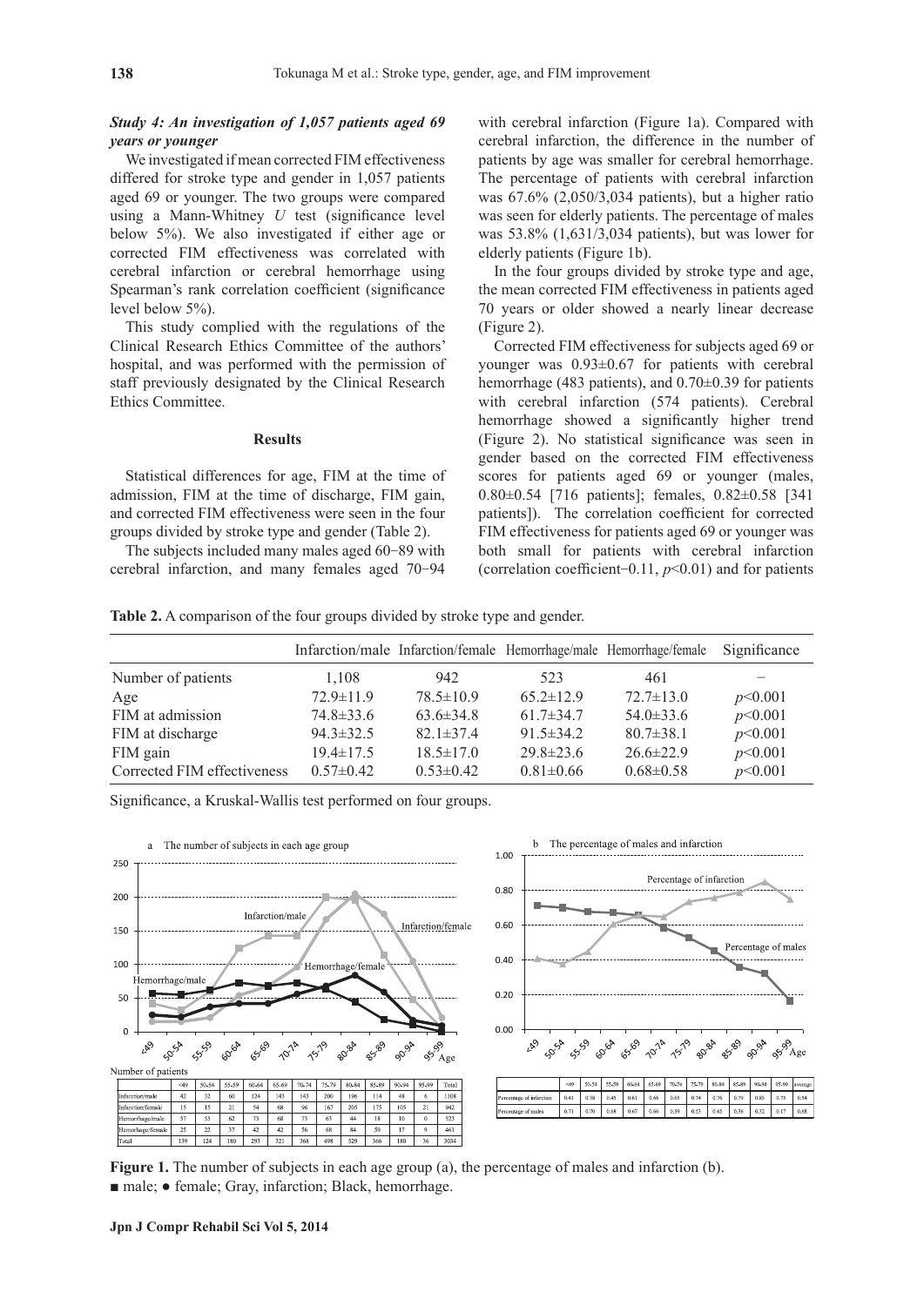### *Study 4: An investigation of 1,057 patients aged 69 years or younger*

We investigated if mean corrected FIM effectiveness differed for stroke type and gender in 1,057 patients aged 69 or younger. The two groups were compared using a Mann-Whitney *U* test (significance level below 5%). We also investigated if either age or corrected FIM effectiveness was correlated with cerebral infarction or cerebral hemorrhage using Spearman's rank correlation coefficient (significance level below 5%).

This study complied with the regulations of the Clinical Research Ethics Committee of the authors' hospital, and was performed with the permission of staff previously designated by the Clinical Research Ethics Committee.

## Results

Statistical differences for age, FIM at the time of admission, FIM at the time of discharge, FIM gain, and corrected FIM effectiveness were seen in the four groups divided by stroke type and gender (Table 2).

The subjects included many males aged 60−89 with cerebral infarction, and many females aged 70−94 with cerebral infarction (Figure 1a). Compared with cerebral infarction, the difference in the number of patients by age was smaller for cerebral hemorrhage. The percentage of patients with cerebral infarction was 67.6% (2,050/3,034 patients), but a higher ratio was seen for elderly patients. The percentage of males was 53.8% (1,631/3,034 patients), but was lower for elderly patients (Figure 1b).

In the four groups divided by stroke type and age, the mean corrected FIM effectiveness in patients aged 70 years or older showed a nearly linear decrease (Figure 2).

Corrected FIM effectiveness for subjects aged 69 or younger was 0.93±0.67 for patients with cerebral hemorrhage (483 patients), and 0.70±0.39 for patients with cerebral infarction (574 patients). Cerebral hemorrhage showed a significantly higher trend (Figure 2). No statistical significance was seen in gender based on the corrected FIM effectiveness scores for patients aged 69 or younger (males, 0.80±0.54 [716 patients]; females, 0.82±0.58 [341 patients]). The correlation coefficient for corrected FIM effectiveness for patients aged 69 or younger was both small for patients with cerebral infarction (correlation coefficient −0.11, $p<0.01$) and for patients

**Table 2.** A comparison of the four groups divided by stroke type and gender.

| | Infarction/male | Infarction/female | Hemorrhage/male | Hemorrhage/female | Significance |
|---|---|---|---|---|---|
| Number of patients | 1,108 | 942 | 523 | 461 | − |
| Age | 72.9±11.9 | 78.5±10.9 | 65.2±12.9 | 72.7±13.0 | $p<0.001$ |
| FIM at admission | 74.8±33.6 | 63.6±34.8 | 61.7±34.7 | 54.0±33.6 | $p<0.001$ |
| FIM at discharge | 94.3±32.5 | 82.1±37.4 | 91.5±34.2 | 80.7±38.1 | $p<0.001$ |
| FIM gain | 19.4±17.5 | 18.5±17.0 | 29.8±23.6 | 26.6±22.9 | $p<0.001$ |
| Corrected FIM effectiveness | 0.57±0.42 | 0.53±0.42 | 0.81±0.66 | 0.68±0.58 | $p<0.001$ |

Significance, a Kruskal-Wallis test performed on four groups.

Number of patients

| | <49 | 50-54 | 55-59 | 60-64 | 65-69 | 70-74 | 75-79 | 80-84 | 85-89 | 90-94 | 95-99 | Total |
|---|---|---|---|---|---|---|---|---|---|---|---|---|
| Infarction/male | 42 | 32 | 60 | 124 | 143 | 143 | 200 | 196 | 114 | 48 | 6 | 1108 |
| Infarction/female | 15 | 15 | 21 | 54 | 68 | 96 | 167 | 205 | 175 | 105 | 21 | 942 |
| Hemorrhage/male | 57 | 55 | 62 | 73 | 68 | 73 | 63 | 44 | 18 | 10 | 0 | 523 |
| Hemorrhage/female | 25 | 22 | 37 | 42 | 42 | 56 | 68 | 84 | 59 | 17 | 9 | 461 |
| Total | 139 | 124 | 180 | 293 | 321 | 368 | 498 | 529 | 366 | 180 | 36 | 3034 |

| | <49 | 50-54 | 55-59 | 60-64 | 65-69 | 70-74 | 75-79 | 80-84 | 85-89 | 90-94 | 95-99 | average |
|---|---|---|---|---|---|---|---|---|---|---|---|---|
| Percentage of infarction | 0.41 | 0.38 | 0.45 | 0.61 | 0.66 | 0.65 | 0.74 | 0.76 | 0.79 | 0.85 | 0.75 | 0.54 |
| Percentage of males | 0.71 | 0.70 | 0.68 | 0.67 | 0.66 | 0.59 | 0.53 | 0.45 | 0.36 | 0.32 | 0.17 | 0.68 |

**Figure 1.** The number of subjects in each age group (a), the percentage of males and infarction (b).
■ male; ● female; Gray, infarction; Black, hemorrhage.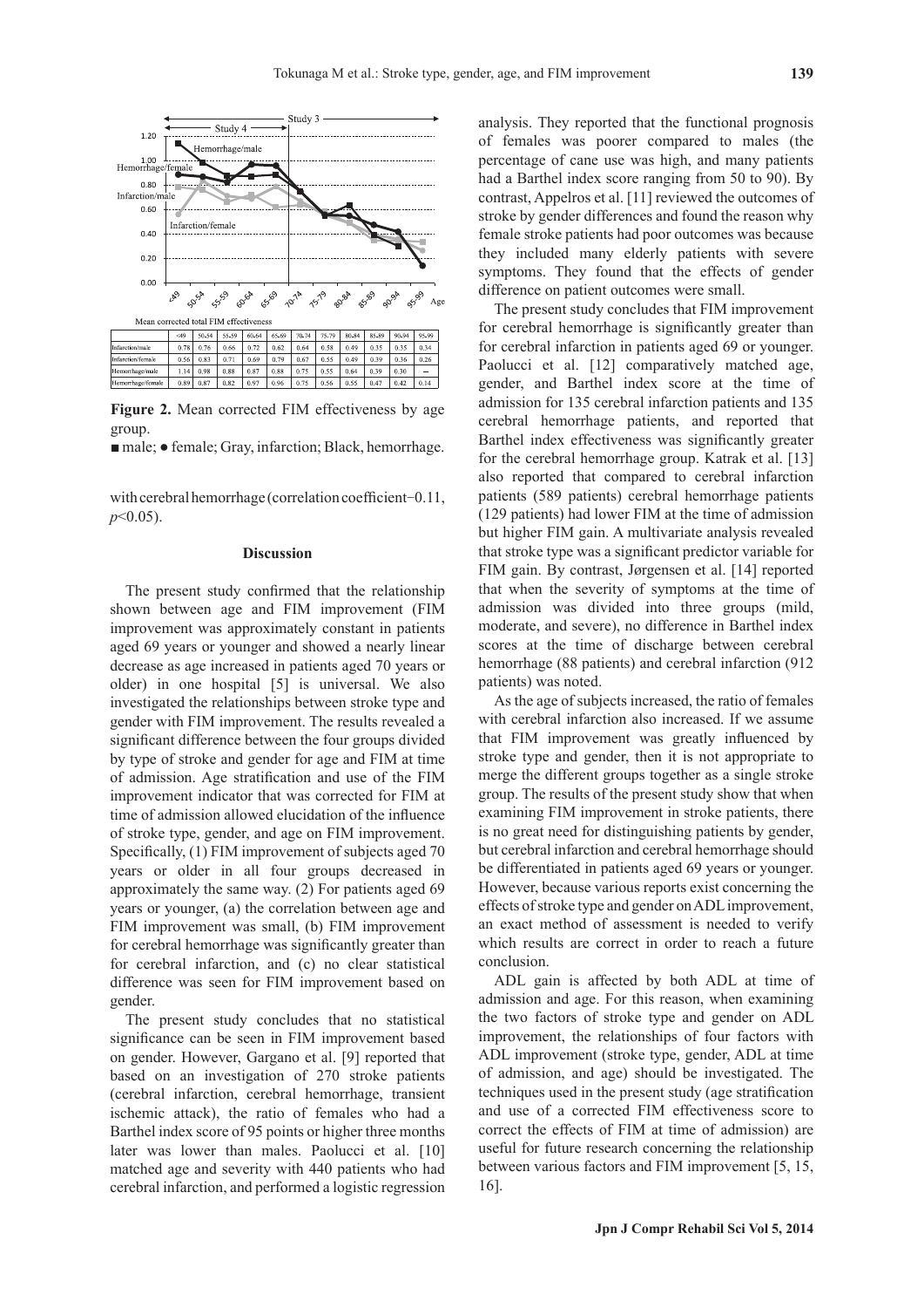Mean corrected total FIM effectiveness

| | <49 | 50-54 | 55-59 | 60-64 | 65-69 | 70-74 | 75-79 | 80-84 | 85-89 | 90-94 | 95-99 |
|---|---|---|---|---|---|---|---|---|---|---|---|
| Infarction/male | 0.78 | 0.76 | 0.66 | 0.72 | 0.62 | 0.64 | 0.58 | 0.49 | 0.35 | 0.35 | 0.34 |
| Infarction/female | 0.56 | 0.83 | 0.71 | 0.69 | 0.79 | 0.67 | 0.55 | 0.49 | 0.39 | 0.36 | 0.26 |
| Hemorrhage/male | 1.14 | 0.98 | 0.88 | 0.87 | 0.88 | 0.75 | 0.55 | 0.64 | 0.39 | 0.30 | – |
| Hemorrhage/female | 0.89 | 0.87 | 0.82 | 0.97 | 0.96 | 0.75 | 0.56 | 0.55 | 0.47 | 0.42 | 0.14 |

**Figure 2.** Mean corrected FIM effectiveness by age group.

■ male; ● female; Gray, infarction; Black, hemorrhage.

with cerebral hemorrhage (correlation coefficient −0.11, $p<0.05$).

## Discussion

The present study confirmed that the relationship shown between age and FIM improvement (FIM improvement was approximately constant in patients aged 69 years or younger and showed a nearly linear decrease as age increased in patients aged 70 years or older) in one hospital [5] is universal. We also investigated the relationships between stroke type and gender with FIM improvement. The results revealed a significant difference between the four groups divided by type of stroke and gender for age and FIM at time of admission. Age stratification and use of the FIM improvement indicator that was corrected for FIM at time of admission allowed elucidation of the influence of stroke type, gender, and age on FIM improvement. Specifically, (1) FIM improvement of subjects aged 70 years or older in all four groups decreased in approximately the same way. (2) For patients aged 69 years or younger, (a) the correlation between age and FIM improvement was small, (b) FIM improvement for cerebral hemorrhage was significantly greater than for cerebral infarction, and (c) no clear statistical difference was seen for FIM improvement based on gender.

The present study concludes that no statistical significance can be seen in FIM improvement based on gender. However, Gargano et al. [9] reported that based on an investigation of 270 stroke patients (cerebral infarction, cerebral hemorrhage, transient ischemic attack), the ratio of females who had a Barthel index score of 95 points or higher three months later was lower than males. Paolucci et al. [10] matched age and severity with 440 patients who had cerebral infarction, and performed a logistic regression analysis. They reported that the functional prognosis of females was poorer compared to males (the percentage of cane use was high, and many patients had a Barthel index score ranging from 50 to 90). By contrast, Appelros et al. [11] reviewed the outcomes of stroke by gender differences and found the reason why female stroke patients had poor outcomes was because they included many elderly patients with severe symptoms. They found that the effects of gender difference on patient outcomes were small.

The present study concludes that FIM improvement for cerebral hemorrhage is significantly greater than for cerebral infarction in patients aged 69 or younger. Paolucci et al. [12] comparatively matched age, gender, and Barthel index score at the time of admission for 135 cerebral infarction patients and 135 cerebral hemorrhage patients, and reported that Barthel index effectiveness was significantly greater for the cerebral hemorrhage group. Katrak et al. [13] also reported that compared to cerebral infarction patients (589 patients) cerebral hemorrhage patients (129 patients) had lower FIM at the time of admission but higher FIM gain. A multivariate analysis revealed that stroke type was a significant predictor variable for FIM gain. By contrast, Jørgensen et al. [14] reported that when the severity of symptoms at the time of admission was divided into three groups (mild, moderate, and severe), no difference in Barthel index scores at the time of discharge between cerebral hemorrhage (88 patients) and cerebral infarction (912 patients) was noted.

As the age of subjects increased, the ratio of females with cerebral infarction also increased. If we assume that FIM improvement was greatly influenced by stroke type and gender, then it is not appropriate to merge the different groups together as a single stroke group. The results of the present study show that when examining FIM improvement in stroke patients, there is no great need for distinguishing patients by gender, but cerebral infarction and cerebral hemorrhage should be differentiated in patients aged 69 years or younger. However, because various reports exist concerning the effects of stroke type and gender on ADL improvement, an exact method of assessment is needed to verify which results are correct in order to reach a future conclusion.

ADL gain is affected by both ADL at time of admission and age. For this reason, when examining the two factors of stroke type and gender on ADL improvement, the relationships of four factors with ADL improvement (stroke type, gender, ADL at time of admission, and age) should be investigated. The techniques used in the present study (age stratification and use of a corrected FIM effectiveness score to correct the effects of FIM at time of admission) are useful for future research concerning the relationship between various factors and FIM improvement [5, 15, 16].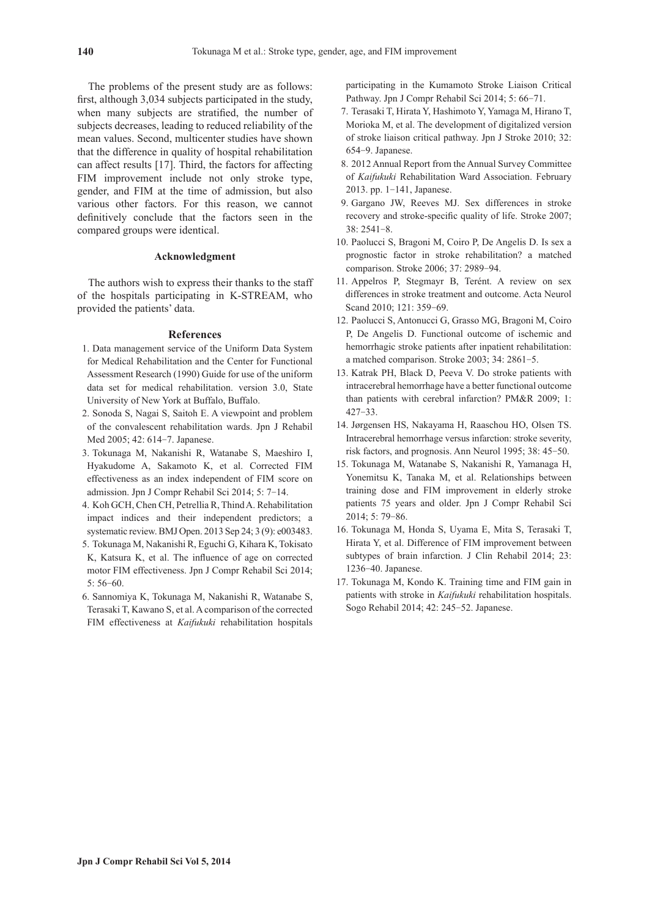The problems of the present study are as follows: first, although 3,034 subjects participated in the study, when many subjects are stratified, the number of subjects decreases, leading to reduced reliability of the mean values. Second, multicenter studies have shown that the difference in quality of hospital rehabilitation can affect results [17]. Third, the factors for affecting FIM improvement include not only stroke type, gender, and FIM at the time of admission, but also various other factors. For this reason, we cannot definitively conclude that the factors seen in the compared groups were identical.

## Acknowledgment

The authors wish to express their thanks to the staff of the hospitals participating in K-STREAM, who provided the patients' data.

## References

1. Data management service of the Uniform Data System for Medical Rehabilitation and the Center for Functional Assessment Research (1990) Guide for use of the uniform data set for medical rehabilitation. version 3.0, State University of New York at Buffalo, Buffalo.
2. Sonoda S, Nagai S, Saitoh E. A viewpoint and problem of the convalescent rehabilitation wards. Jpn J Rehabil Med 2005; 42: 614−7. Japanese.
3. Tokunaga M, Nakanishi R, Watanabe S, Maeshiro I, Hyakudome A, Sakamoto K, et al. Corrected FIM effectiveness as an index independent of FIM score on admission. Jpn J Compr Rehabil Sci 2014; 5: 7−14.
4. Koh GCH, Chen CH, Petrellia R, Thind A. Rehabilitation impact indices and their independent predictors; a systematic review. BMJ Open. 2013 Sep 24; 3 (9): e003483.
5. Tokunaga M, Nakanishi R, Eguchi G, Kihara K, Tokisato K, Katsura K, et al. The influence of age on corrected motor FIM effectiveness. Jpn J Compr Rehabil Sci 2014; 5: 56−60.
6. Sannomiya K, Tokunaga M, Nakanishi R, Watanabe S, Terasaki T, Kawano S, et al. A comparison of the corrected FIM effectiveness at *Kaifukuki* rehabilitation hospitals participating in the Kumamoto Stroke Liaison Critical Pathway. Jpn J Compr Rehabil Sci 2014; 5: 66−71.
7. Terasaki T, Hirata Y, Hashimoto Y, Yamaga M, Hirano T, Morioka M, et al. The development of digitalized version of stroke liaison critical pathway. Jpn J Stroke 2010; 32: 654−9. Japanese.
8. 2012 Annual Report from the Annual Survey Committee of *Kaifukuki* Rehabilitation Ward Association. February 2013. pp. 1−141, Japanese.
9. Gargano JW, Reeves MJ. Sex differences in stroke recovery and stroke-specific quality of life. Stroke 2007; 38: 2541−8.
10. Paolucci S, Bragoni M, Coiro P, De Angelis D. Is sex a prognostic factor in stroke rehabilitation? a matched comparison. Stroke 2006; 37: 2989−94.
11. Appelros P, Stegmayr B, Terént. A review on sex differences in stroke treatment and outcome. Acta Neurol Scand 2010; 121: 359−69.
12. Paolucci S, Antonucci G, Grasso MG, Bragoni M, Coiro P, De Angelis D. Functional outcome of ischemic and hemorrhagic stroke patients after inpatient rehabilitation: a matched comparison. Stroke 2003; 34: 2861−5.
13. Katrak PH, Black D, Peeva V. Do stroke patients with intracerebral hemorrhage have a better functional outcome than patients with cerebral infarction? PM&R 2009; 1: 427−33.
14. Jørgensen HS, Nakayama H, Raaschou HO, Olsen TS. Intracerebral hemorrhage versus infarction: stroke severity, risk factors, and prognosis. Ann Neurol 1995; 38: 45−50.
15. Tokunaga M, Watanabe S, Nakanishi R, Yamanaga H, Yonemitsu K, Tanaka M, et al. Relationships between training dose and FIM improvement in elderly stroke patients 75 years and older. Jpn J Compr Rehabil Sci 2014; 5: 79−86.
16. Tokunaga M, Honda S, Uyama E, Mita S, Terasaki T, Hirata Y, et al. Difference of FIM improvement between subtypes of brain infarction. J Clin Rehabil 2014; 23: 1236−40. Japanese.
17. Tokunaga M, Kondo K. Training time and FIM gain in patients with stroke in *Kaifukuki* rehabilitation hospitals. Sogo Rehabil 2014; 42: 245−52. Japanese.